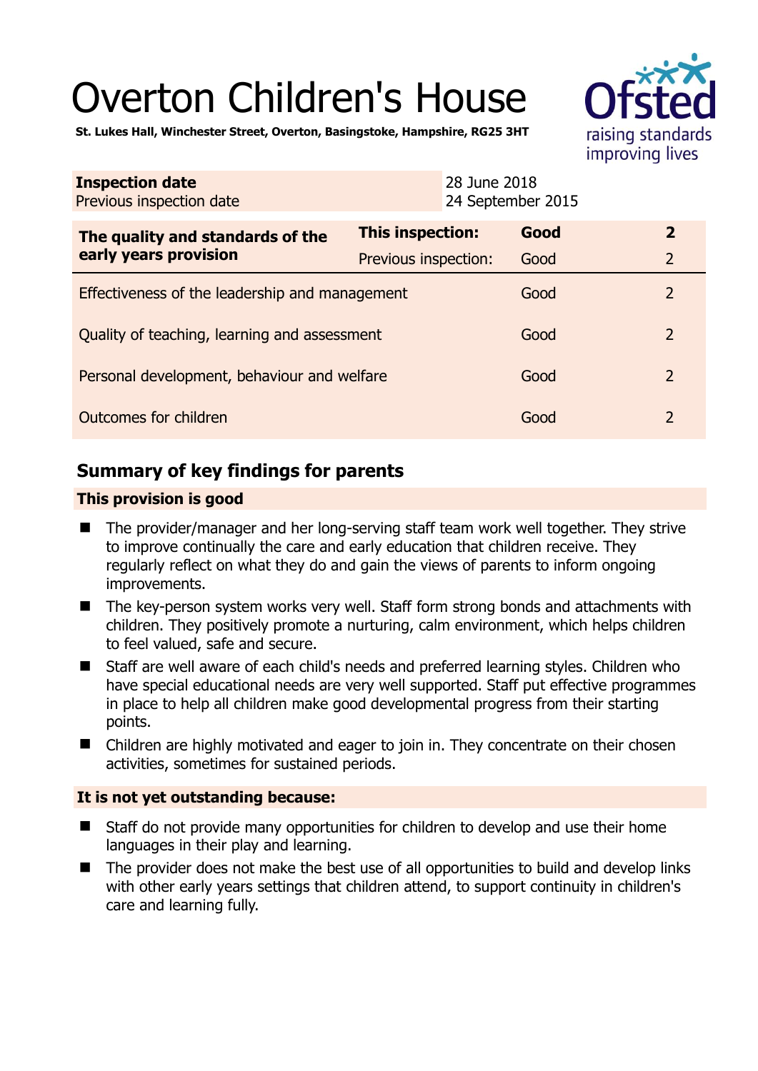# Overton Children's House

**St. Lukes Hall, Winchester Street, Overton, Basingstoke, Hampshire, RG25 3HT**

| | |
|---|---|
| **Inspection date** | 28 June 2018 |
| Previous inspection date | 24 September 2015 |

| | | | |
|---|---|---|---|
| **The quality and standards of the early years provision** | **This inspection:** | **Good** | **2** |
| | Previous inspection: | Good | 2 |
| Effectiveness of the leadership and management | | Good | 2 |
| Quality of teaching, learning and assessment | | Good | 2 |
| Personal development, behaviour and welfare | | Good | 2 |
| Outcomes for children | | Good | 2 |

## Summary of key findings for parents

**This provision is good**

- The provider/manager and her long-serving staff team work well together. They strive to improve continually the care and early education that children receive. They regularly reflect on what they do and gain the views of parents to inform ongoing improvements.
- The key-person system works very well. Staff form strong bonds and attachments with children. They positively promote a nurturing, calm environment, which helps children to feel valued, safe and secure.
- Staff are well aware of each child's needs and preferred learning styles. Children who have special educational needs are very well supported. Staff put effective programmes in place to help all children make good developmental progress from their starting points.
- Children are highly motivated and eager to join in. They concentrate on their chosen activities, sometimes for sustained periods.

**It is not yet outstanding because:**

- Staff do not provide many opportunities for children to develop and use their home languages in their play and learning.
- The provider does not make the best use of all opportunities to build and develop links with other early years settings that children attend, to support continuity in children's care and learning fully.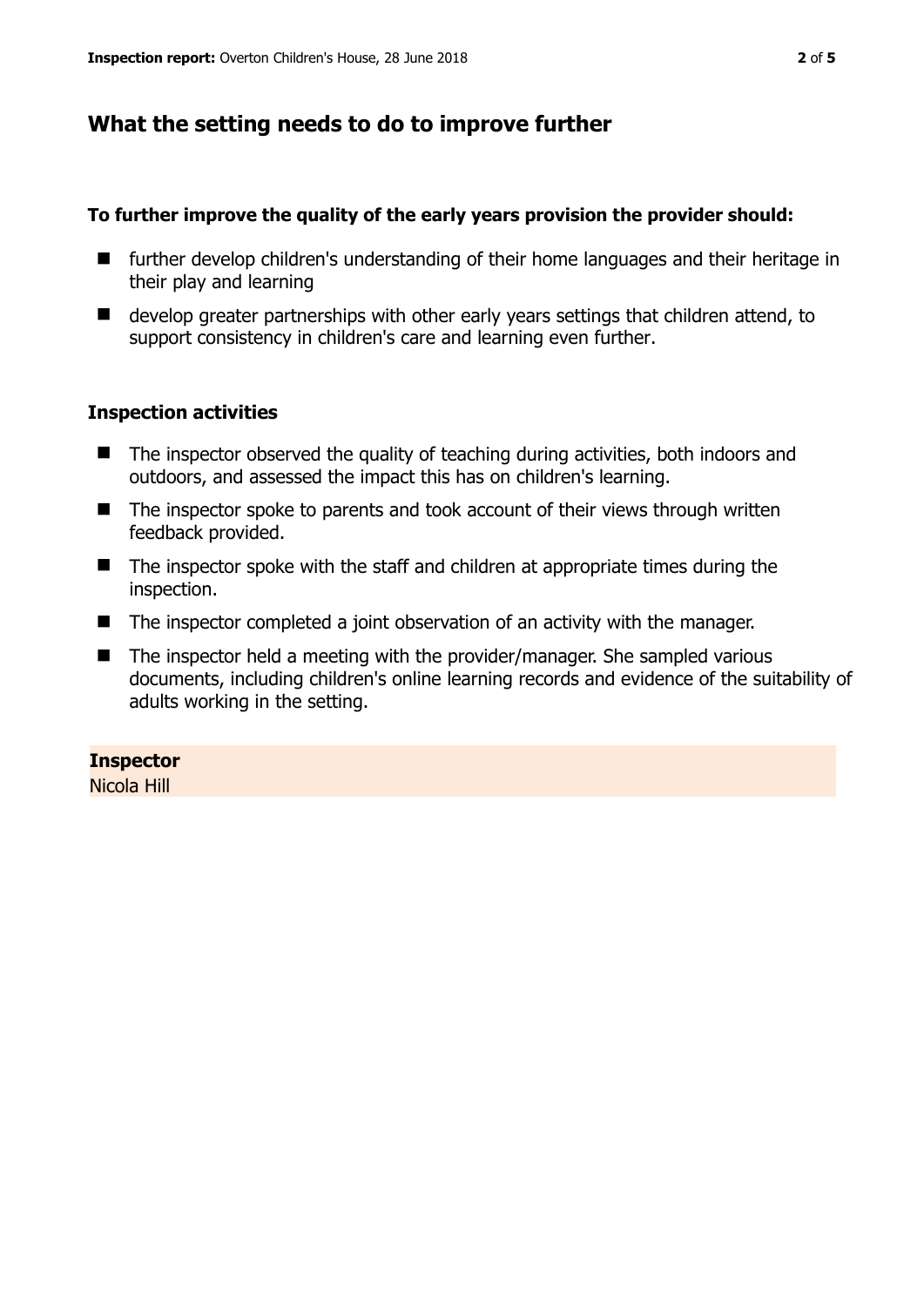## What the setting needs to do to improve further

**To further improve the quality of the early years provision the provider should:**

- further develop children's understanding of their home languages and their heritage in their play and learning
- develop greater partnerships with other early years settings that children attend, to support consistency in children's care and learning even further.

### Inspection activities

- The inspector observed the quality of teaching during activities, both indoors and outdoors, and assessed the impact this has on children's learning.
- The inspector spoke to parents and took account of their views through written feedback provided.
- The inspector spoke with the staff and children at appropriate times during the inspection.
- The inspector completed a joint observation of an activity with the manager.
- The inspector held a meeting with the provider/manager. She sampled various documents, including children's online learning records and evidence of the suitability of adults working in the setting.

**Inspector**
Nicola Hill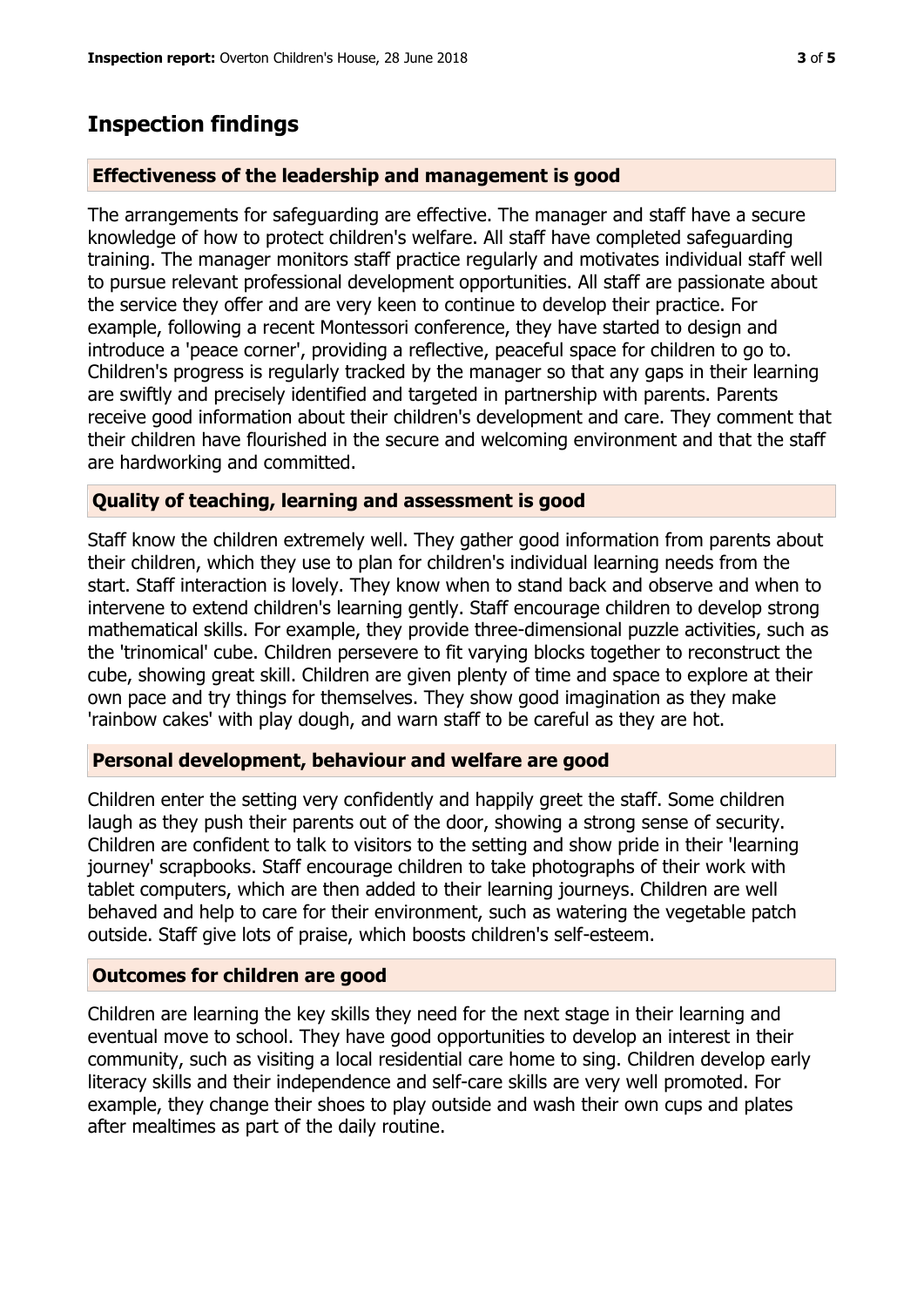## Inspection findings

### Effectiveness of the leadership and management is good

The arrangements for safeguarding are effective. The manager and staff have a secure knowledge of how to protect children's welfare. All staff have completed safeguarding training. The manager monitors staff practice regularly and motivates individual staff well to pursue relevant professional development opportunities. All staff are passionate about the service they offer and are very keen to continue to develop their practice. For example, following a recent Montessori conference, they have started to design and introduce a 'peace corner', providing a reflective, peaceful space for children to go to. Children's progress is regularly tracked by the manager so that any gaps in their learning are swiftly and precisely identified and targeted in partnership with parents. Parents receive good information about their children's development and care. They comment that their children have flourished in the secure and welcoming environment and that the staff are hardworking and committed.

### Quality of teaching, learning and assessment is good

Staff know the children extremely well. They gather good information from parents about their children, which they use to plan for children's individual learning needs from the start. Staff interaction is lovely. They know when to stand back and observe and when to intervene to extend children's learning gently. Staff encourage children to develop strong mathematical skills. For example, they provide three-dimensional puzzle activities, such as the 'trinomical' cube. Children persevere to fit varying blocks together to reconstruct the cube, showing great skill. Children are given plenty of time and space to explore at their own pace and try things for themselves. They show good imagination as they make 'rainbow cakes' with play dough, and warn staff to be careful as they are hot.

### Personal development, behaviour and welfare are good

Children enter the setting very confidently and happily greet the staff. Some children laugh as they push their parents out of the door, showing a strong sense of security. Children are confident to talk to visitors to the setting and show pride in their 'learning journey' scrapbooks. Staff encourage children to take photographs of their work with tablet computers, which are then added to their learning journeys. Children are well behaved and help to care for their environment, such as watering the vegetable patch outside. Staff give lots of praise, which boosts children's self-esteem.

### Outcomes for children are good

Children are learning the key skills they need for the next stage in their learning and eventual move to school. They have good opportunities to develop an interest in their community, such as visiting a local residential care home to sing. Children develop early literacy skills and their independence and self-care skills are very well promoted. For example, they change their shoes to play outside and wash their own cups and plates after mealtimes as part of the daily routine.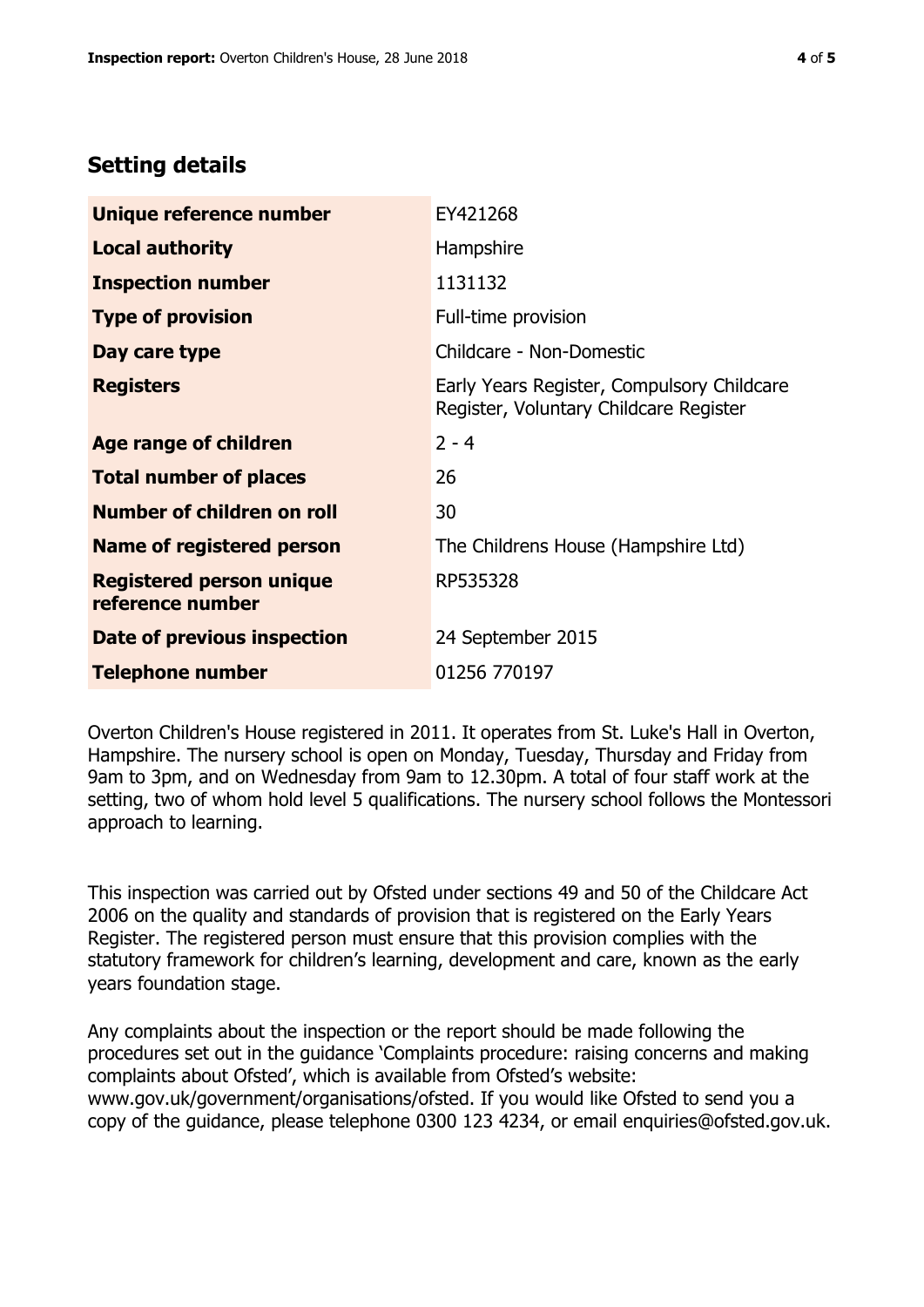## Setting details

| | |
|---|---|
| **Unique reference number** | EY421268 |
| **Local authority** | Hampshire |
| **Inspection number** | 1131132 |
| **Type of provision** | Full-time provision |
| **Day care type** | Childcare - Non-Domestic |
| **Registers** | Early Years Register, Compulsory Childcare Register, Voluntary Childcare Register |
| **Age range of children** | 2 - 4 |
| **Total number of places** | 26 |
| **Number of children on roll** | 30 |
| **Name of registered person** | The Childrens House (Hampshire Ltd) |
| **Registered person unique reference number** | RP535328 |
| **Date of previous inspection** | 24 September 2015 |
| **Telephone number** | 01256 770197 |

Overton Children's House registered in 2011. It operates from St. Luke's Hall in Overton, Hampshire. The nursery school is open on Monday, Tuesday, Thursday and Friday from 9am to 3pm, and on Wednesday from 9am to 12.30pm. A total of four staff work at the setting, two of whom hold level 5 qualifications. The nursery school follows the Montessori approach to learning.

This inspection was carried out by Ofsted under sections 49 and 50 of the Childcare Act 2006 on the quality and standards of provision that is registered on the Early Years Register. The registered person must ensure that this provision complies with the statutory framework for children's learning, development and care, known as the early years foundation stage.

Any complaints about the inspection or the report should be made following the procedures set out in the guidance 'Complaints procedure: raising concerns and making complaints about Ofsted', which is available from Ofsted's website: www.gov.uk/government/organisations/ofsted. If you would like Ofsted to send you a copy of the guidance, please telephone 0300 123 4234, or email enquiries@ofsted.gov.uk.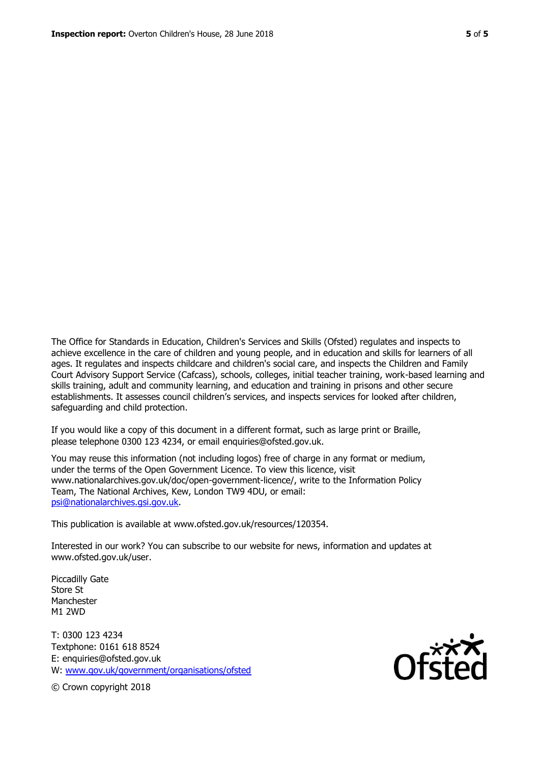The Office for Standards in Education, Children's Services and Skills (Ofsted) regulates and inspects to achieve excellence in the care of children and young people, and in education and skills for learners of all ages. It regulates and inspects childcare and children's social care, and inspects the Children and Family Court Advisory Support Service (Cafcass), schools, colleges, initial teacher training, work-based learning and skills training, adult and community learning, and education and training in prisons and other secure establishments. It assesses council children's services, and inspects services for looked after children, safeguarding and child protection.

If you would like a copy of this document in a different format, such as large print or Braille, please telephone 0300 123 4234, or email enquiries@ofsted.gov.uk.

You may reuse this information (not including logos) free of charge in any format or medium, under the terms of the Open Government Licence. To view this licence, visit www.nationalarchives.gov.uk/doc/open-government-licence/, write to the Information Policy Team, The National Archives, Kew, London TW9 4DU, or email: psi@nationalarchives.gsi.gov.uk.

This publication is available at www.ofsted.gov.uk/resources/120354.

Interested in our work? You can subscribe to our website for news, information and updates at www.ofsted.gov.uk/user.

Piccadilly Gate
Store St
Manchester
M1 2WD

T: 0300 123 4234
Textphone: 0161 618 8524
E: enquiries@ofsted.gov.uk
W: www.gov.uk/government/organisations/ofsted

© Crown copyright 2018